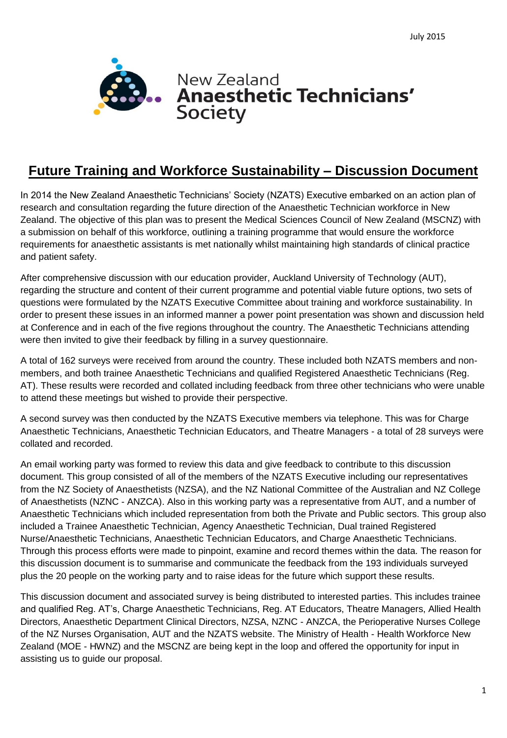July 2015

New Zealand **Anaesthetic Technicians'** Society

# Future Training and Workforce Sustainability – Discussion Document

In 2014 the New Zealand Anaesthetic Technicians' Society (NZATS) Executive embarked on an action plan of research and consultation regarding the future direction of the Anaesthetic Technician workforce in New Zealand. The objective of this plan was to present the Medical Sciences Council of New Zealand (MSCNZ) with a submission on behalf of this workforce, outlining a training programme that would ensure the workforce requirements for anaesthetic assistants is met nationally whilst maintaining high standards of clinical practice and patient safety.

After comprehensive discussion with our education provider, Auckland University of Technology (AUT), regarding the structure and content of their current programme and potential viable future options, two sets of questions were formulated by the NZATS Executive Committee about training and workforce sustainability. In order to present these issues in an informed manner a power point presentation was shown and discussion held at Conference and in each of the five regions throughout the country. The Anaesthetic Technicians attending were then invited to give their feedback by filling in a survey questionnaire.

A total of 162 surveys were received from around the country. These included both NZATS members and non-members, and both trainee Anaesthetic Technicians and qualified Registered Anaesthetic Technicians (Reg. AT). These results were recorded and collated including feedback from three other technicians who were unable to attend these meetings but wished to provide their perspective.

A second survey was then conducted by the NZATS Executive members via telephone. This was for Charge Anaesthetic Technicians, Anaesthetic Technician Educators, and Theatre Managers - a total of 28 surveys were collated and recorded.

An email working party was formed to review this data and give feedback to contribute to this discussion document. This group consisted of all of the members of the NZATS Executive including our representatives from the NZ Society of Anaesthetists (NZSA), and the NZ National Committee of the Australian and NZ College of Anaesthetists (NZNC - ANZCA). Also in this working party was a representative from AUT, and a number of Anaesthetic Technicians which included representation from both the Private and Public sectors. This group also included a Trainee Anaesthetic Technician, Agency Anaesthetic Technician, Dual trained Registered Nurse/Anaesthetic Technicians, Anaesthetic Technician Educators, and Charge Anaesthetic Technicians. Through this process efforts were made to pinpoint, examine and record themes within the data. The reason for this discussion document is to summarise and communicate the feedback from the 193 individuals surveyed plus the 20 people on the working party and to raise ideas for the future which support these results.

This discussion document and associated survey is being distributed to interested parties. This includes trainee and qualified Reg. AT's, Charge Anaesthetic Technicians, Reg. AT Educators, Theatre Managers, Allied Health Directors, Anaesthetic Department Clinical Directors, NZSA, NZNC - ANZCA, the Perioperative Nurses College of the NZ Nurses Organisation, AUT and the NZATS website. The Ministry of Health - Health Workforce New Zealand (MOE - HWNZ) and the MSCNZ are being kept in the loop and offered the opportunity for input in assisting us to guide our proposal.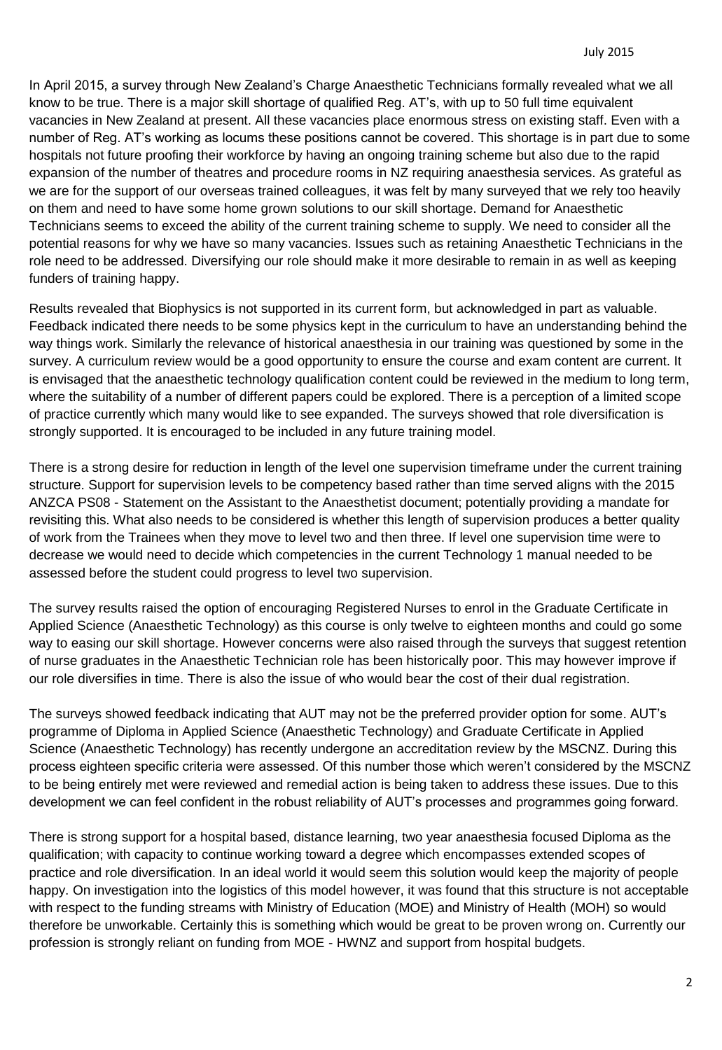In April 2015, a survey through New Zealand's Charge Anaesthetic Technicians formally revealed what we all know to be true. There is a major skill shortage of qualified Reg. AT's, with up to 50 full time equivalent vacancies in New Zealand at present. All these vacancies place enormous stress on existing staff. Even with a number of Reg. AT's working as locums these positions cannot be covered. This shortage is in part due to some hospitals not future proofing their workforce by having an ongoing training scheme but also due to the rapid expansion of the number of theatres and procedure rooms in NZ requiring anaesthesia services. As grateful as we are for the support of our overseas trained colleagues, it was felt by many surveyed that we rely too heavily on them and need to have some home grown solutions to our skill shortage. Demand for Anaesthetic Technicians seems to exceed the ability of the current training scheme to supply. We need to consider all the potential reasons for why we have so many vacancies. Issues such as retaining Anaesthetic Technicians in the role need to be addressed. Diversifying our role should make it more desirable to remain in as well as keeping funders of training happy.

Results revealed that Biophysics is not supported in its current form, but acknowledged in part as valuable. Feedback indicated there needs to be some physics kept in the curriculum to have an understanding behind the way things work. Similarly the relevance of historical anaesthesia in our training was questioned by some in the survey. A curriculum review would be a good opportunity to ensure the course and exam content are current. It is envisaged that the anaesthetic technology qualification content could be reviewed in the medium to long term, where the suitability of a number of different papers could be explored. There is a perception of a limited scope of practice currently which many would like to see expanded. The surveys showed that role diversification is strongly supported. It is encouraged to be included in any future training model.

There is a strong desire for reduction in length of the level one supervision timeframe under the current training structure. Support for supervision levels to be competency based rather than time served aligns with the 2015 ANZCA PS08 - Statement on the Assistant to the Anaesthetist document; potentially providing a mandate for revisiting this. What also needs to be considered is whether this length of supervision produces a better quality of work from the Trainees when they move to level two and then three. If level one supervision time were to decrease we would need to decide which competencies in the current Technology 1 manual needed to be assessed before the student could progress to level two supervision.

The survey results raised the option of encouraging Registered Nurses to enrol in the Graduate Certificate in Applied Science (Anaesthetic Technology) as this course is only twelve to eighteen months and could go some way to easing our skill shortage. However concerns were also raised through the surveys that suggest retention of nurse graduates in the Anaesthetic Technician role has been historically poor. This may however improve if our role diversifies in time. There is also the issue of who would bear the cost of their dual registration.

The surveys showed feedback indicating that AUT may not be the preferred provider option for some. AUT's programme of Diploma in Applied Science (Anaesthetic Technology) and Graduate Certificate in Applied Science (Anaesthetic Technology) has recently undergone an accreditation review by the MSCNZ. During this process eighteen specific criteria were assessed. Of this number those which weren't considered by the MSCNZ to be being entirely met were reviewed and remedial action is being taken to address these issues. Due to this development we can feel confident in the robust reliability of AUT's processes and programmes going forward.

There is strong support for a hospital based, distance learning, two year anaesthesia focused Diploma as the qualification; with capacity to continue working toward a degree which encompasses extended scopes of practice and role diversification. In an ideal world it would seem this solution would keep the majority of people happy. On investigation into the logistics of this model however, it was found that this structure is not acceptable with respect to the funding streams with Ministry of Education (MOE) and Ministry of Health (MOH) so would therefore be unworkable. Certainly this is something which would be great to be proven wrong on. Currently our profession is strongly reliant on funding from MOE - HWNZ and support from hospital budgets.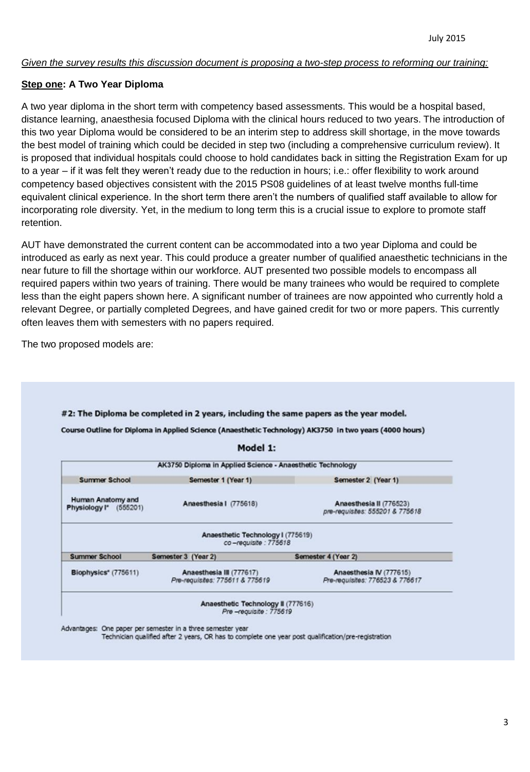*Given the survey results this discussion document is proposing a two-step process to reforming our training:*

**Step one: A Two Year Diploma**

A two year diploma in the short term with competency based assessments. This would be a hospital based, distance learning, anaesthesia focused Diploma with the clinical hours reduced to two years. The introduction of this two year Diploma would be considered to be an interim step to address skill shortage, in the move towards the best model of training which could be decided in step two (including a comprehensive curriculum review). It is proposed that individual hospitals could choose to hold candidates back in sitting the Registration Exam for up to a year – if it was felt they weren't ready due to the reduction in hours; i.e.: offer flexibility to work around competency based objectives consistent with the 2015 PS08 guidelines of at least twelve months full-time equivalent clinical experience. In the short term there aren't the numbers of qualified staff available to allow for incorporating role diversity. Yet, in the medium to long term this is a crucial issue to explore to promote staff retention.

AUT have demonstrated the current content can be accommodated into a two year Diploma and could be introduced as early as next year. This could produce a greater number of qualified anaesthetic technicians in the near future to fill the shortage within our workforce. AUT presented two possible models to encompass all required papers within two years of training. There would be many trainees who would be required to complete less than the eight papers shown here. A significant number of trainees are now appointed who currently hold a relevant Degree, or partially completed Degrees, and have gained credit for two or more papers. This currently often leaves them with semesters with no papers required.

The two proposed models are:

**#2: The Diploma be completed in 2 years, including the same papers as the year model.**

**Course Outline for Diploma in Applied Science (Anaesthetic Technology) AK3750 in two years (4000 hours)**

**Model 1:**

| AK3750 Diploma in Applied Science - Anaesthetic Technology | | |
|---|---|---|
| **Summer School** | **Semester 1 (Year 1)** | **Semester 2 (Year 1)** |
| Human Anatomy and Physiology I* (555201) | Anaesthesia I (775618) | Anaesthesia II (776523) *pre-requisites: 555201 & 775618* |
| | Anaesthetic Technology I (775619) *co–requisite : 775618* | |
| **Summer School** | **Semester 3 (Year 2)** | **Semester 4 (Year 2)** |
| Biophysics* (775611) | Anaesthesia III (777617) *Pre-requisites: 775611 & 775619* | Anaesthesia IV (777615) *Pre-requisites: 776523 & 776617* |
| | Anaesthetic Technology II (777616) *Pre –requisite : 775619* | |

Advantages: One paper per semester in a three semester year
Technician qualified after 2 years, OR has to complete one year post qualification/pre-registration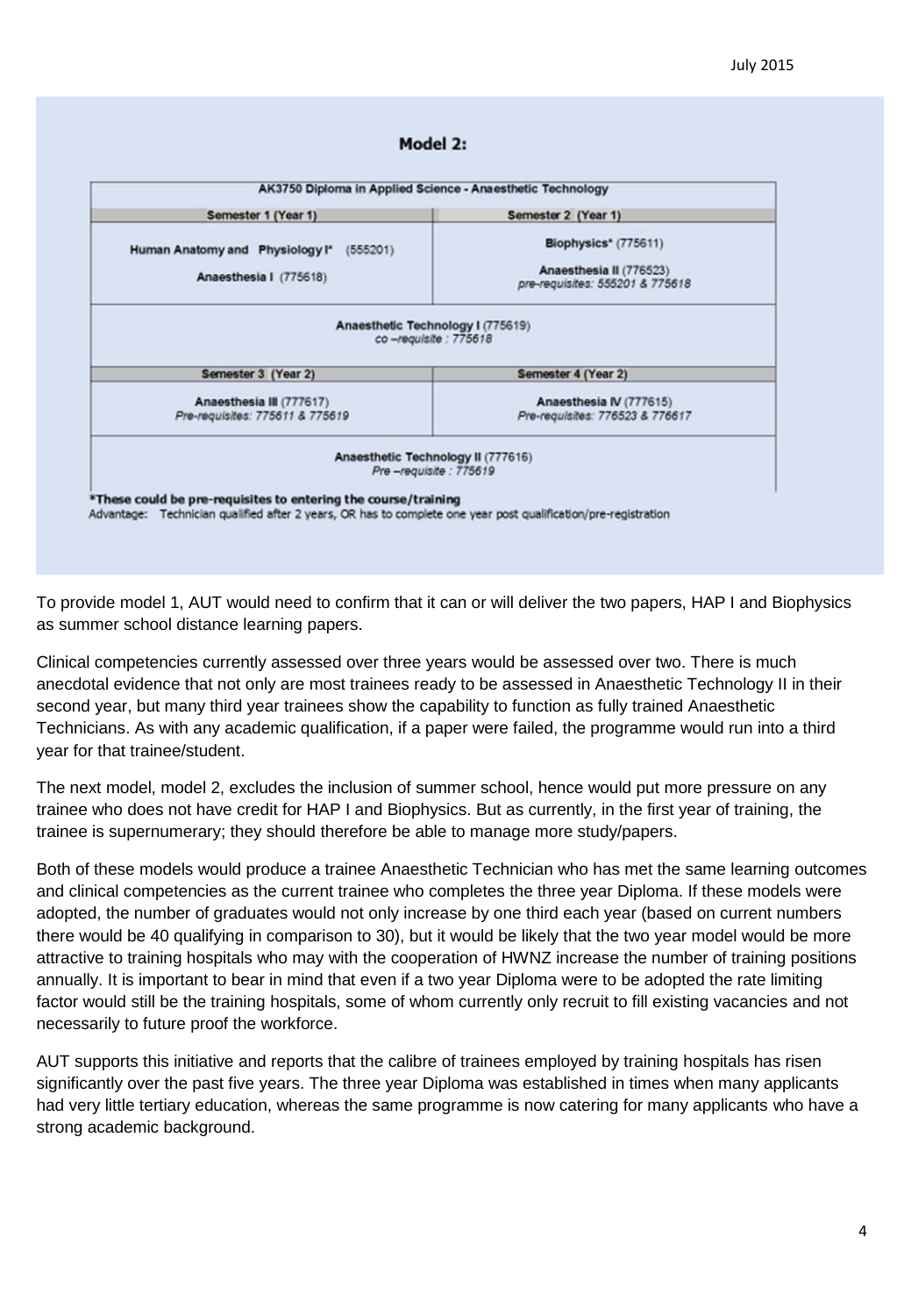### Model 2:

| AK3750 Diploma in Applied Science - Anaesthetic Technology | |
|---|---|
| **Semester 1 (Year 1)** | **Semester 2 (Year 1)** |
| Human Anatomy and Physiology I* (555201)<br>Anaesthesia I (775618) | Biophysics* (775611)<br>Anaesthesia II (776523)<br>*pre-requisites: 555201 & 775618* |
| Anaesthetic Technology I (775619)<br>*co –requisite : 775618* | |
| **Semester 3 (Year 2)** | **Semester 4 (Year 2)** |
| Anaesthesia III (777617)<br>*Pre-requisites: 775611 & 775619* | Anaesthesia IV (777615)<br>*Pre-requisites: 776523 & 776617* |
| Anaesthetic Technology II (777616)<br>*Pre –requisite : 775619* | |

**\*These could be pre-requisites to entering the course/training**

Advantage: Technician qualified after 2 years, OR has to complete one year post qualification/pre-registration

To provide model 1, AUT would need to confirm that it can or will deliver the two papers, HAP I and Biophysics as summer school distance learning papers.

Clinical competencies currently assessed over three years would be assessed over two. There is much anecdotal evidence that not only are most trainees ready to be assessed in Anaesthetic Technology II in their second year, but many third year trainees show the capability to function as fully trained Anaesthetic Technicians. As with any academic qualification, if a paper were failed, the programme would run into a third year for that trainee/student.

The next model, model 2, excludes the inclusion of summer school, hence would put more pressure on any trainee who does not have credit for HAP I and Biophysics. But as currently, in the first year of training, the trainee is supernumerary; they should therefore be able to manage more study/papers.

Both of these models would produce a trainee Anaesthetic Technician who has met the same learning outcomes and clinical competencies as the current trainee who completes the three year Diploma. If these models were adopted, the number of graduates would not only increase by one third each year (based on current numbers there would be 40 qualifying in comparison to 30), but it would be likely that the two year model would be more attractive to training hospitals who may with the cooperation of HWNZ increase the number of training positions annually. It is important to bear in mind that even if a two year Diploma were to be adopted the rate limiting factor would still be the training hospitals, some of whom currently only recruit to fill existing vacancies and not necessarily to future proof the workforce.

AUT supports this initiative and reports that the calibre of trainees employed by training hospitals has risen significantly over the past five years. The three year Diploma was established in times when many applicants had very little tertiary education, whereas the same programme is now catering for many applicants who have a strong academic background.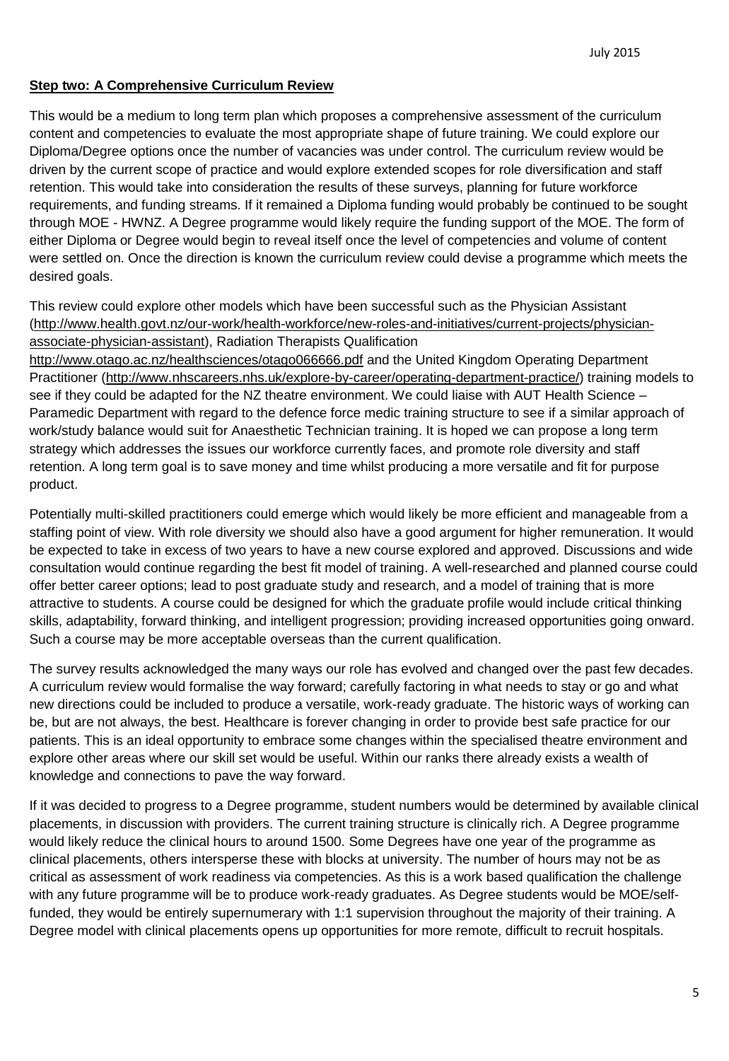**Step two: A Comprehensive Curriculum Review**

This would be a medium to long term plan which proposes a comprehensive assessment of the curriculum content and competencies to evaluate the most appropriate shape of future training. We could explore our Diploma/Degree options once the number of vacancies was under control. The curriculum review would be driven by the current scope of practice and would explore extended scopes for role diversification and staff retention. This would take into consideration the results of these surveys, planning for future workforce requirements, and funding streams. If it remained a Diploma funding would probably be continued to be sought through MOE - HWNZ. A Degree programme would likely require the funding support of the MOE. The form of either Diploma or Degree would begin to reveal itself once the level of competencies and volume of content were settled on. Once the direction is known the curriculum review could devise a programme which meets the desired goals.

This review could explore other models which have been successful such as the Physician Assistant (http://www.health.govt.nz/our-work/health-workforce/new-roles-and-initiatives/current-projects/physician-associate-physician-assistant), Radiation Therapists Qualification http://www.otago.ac.nz/healthsciences/otago066666.pdf and the United Kingdom Operating Department Practitioner (http://www.nhscareers.nhs.uk/explore-by-career/operating-department-practice/) training models to see if they could be adapted for the NZ theatre environment. We could liaise with AUT Health Science – Paramedic Department with regard to the defence force medic training structure to see if a similar approach of work/study balance would suit for Anaesthetic Technician training. It is hoped we can propose a long term strategy which addresses the issues our workforce currently faces, and promote role diversity and staff retention. A long term goal is to save money and time whilst producing a more versatile and fit for purpose product.

Potentially multi-skilled practitioners could emerge which would likely be more efficient and manageable from a staffing point of view. With role diversity we should also have a good argument for higher remuneration. It would be expected to take in excess of two years to have a new course explored and approved. Discussions and wide consultation would continue regarding the best fit model of training. A well-researched and planned course could offer better career options; lead to post graduate study and research, and a model of training that is more attractive to students. A course could be designed for which the graduate profile would include critical thinking skills, adaptability, forward thinking, and intelligent progression; providing increased opportunities going onward. Such a course may be more acceptable overseas than the current qualification.

The survey results acknowledged the many ways our role has evolved and changed over the past few decades. A curriculum review would formalise the way forward; carefully factoring in what needs to stay or go and what new directions could be included to produce a versatile, work-ready graduate. The historic ways of working can be, but are not always, the best. Healthcare is forever changing in order to provide best safe practice for our patients. This is an ideal opportunity to embrace some changes within the specialised theatre environment and explore other areas where our skill set would be useful. Within our ranks there already exists a wealth of knowledge and connections to pave the way forward.

If it was decided to progress to a Degree programme, student numbers would be determined by available clinical placements, in discussion with providers. The current training structure is clinically rich. A Degree programme would likely reduce the clinical hours to around 1500. Some Degrees have one year of the programme as clinical placements, others intersperse these with blocks at university. The number of hours may not be as critical as assessment of work readiness via competencies. As this is a work based qualification the challenge with any future programme will be to produce work-ready graduates. As Degree students would be MOE/self-funded, they would be entirely supernumerary with 1:1 supervision throughout the majority of their training. A Degree model with clinical placements opens up opportunities for more remote, difficult to recruit hospitals.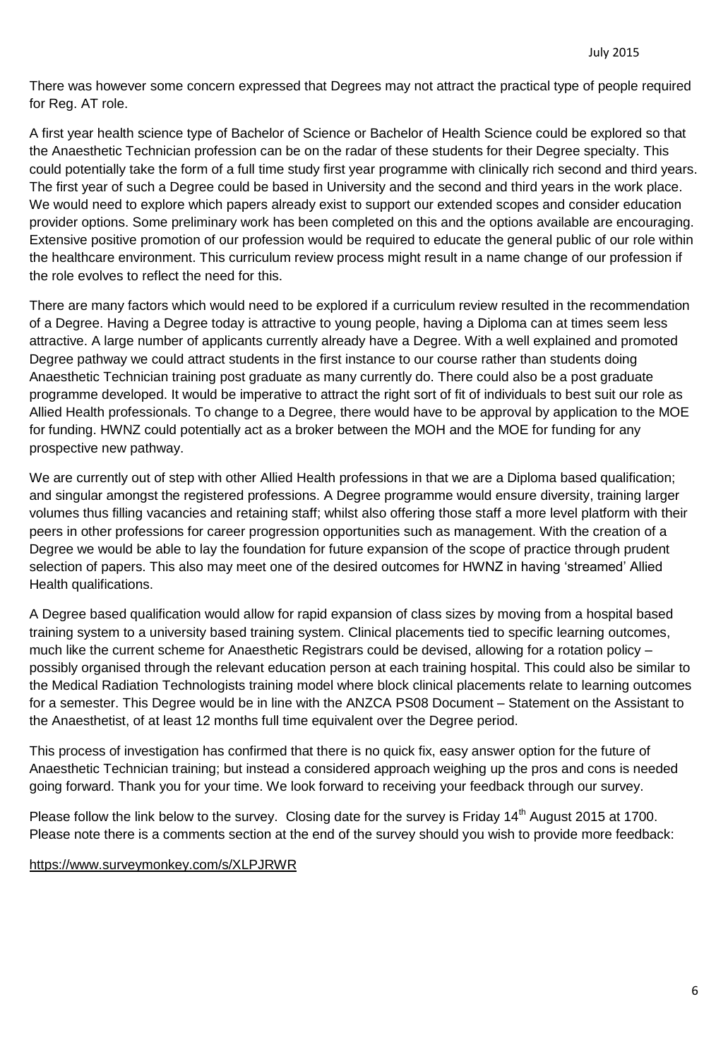There was however some concern expressed that Degrees may not attract the practical type of people required for Reg. AT role.

A first year health science type of Bachelor of Science or Bachelor of Health Science could be explored so that the Anaesthetic Technician profession can be on the radar of these students for their Degree specialty. This could potentially take the form of a full time study first year programme with clinically rich second and third years. The first year of such a Degree could be based in University and the second and third years in the work place. We would need to explore which papers already exist to support our extended scopes and consider education provider options. Some preliminary work has been completed on this and the options available are encouraging. Extensive positive promotion of our profession would be required to educate the general public of our role within the healthcare environment. This curriculum review process might result in a name change of our profession if the role evolves to reflect the need for this.

There are many factors which would need to be explored if a curriculum review resulted in the recommendation of a Degree. Having a Degree today is attractive to young people, having a Diploma can at times seem less attractive. A large number of applicants currently already have a Degree. With a well explained and promoted Degree pathway we could attract students in the first instance to our course rather than students doing Anaesthetic Technician training post graduate as many currently do. There could also be a post graduate programme developed. It would be imperative to attract the right sort of fit of individuals to best suit our role as Allied Health professionals. To change to a Degree, there would have to be approval by application to the MOE for funding. HWNZ could potentially act as a broker between the MOH and the MOE for funding for any prospective new pathway.

We are currently out of step with other Allied Health professions in that we are a Diploma based qualification; and singular amongst the registered professions. A Degree programme would ensure diversity, training larger volumes thus filling vacancies and retaining staff; whilst also offering those staff a more level platform with their peers in other professions for career progression opportunities such as management. With the creation of a Degree we would be able to lay the foundation for future expansion of the scope of practice through prudent selection of papers. This also may meet one of the desired outcomes for HWNZ in having 'streamed' Allied Health qualifications.

A Degree based qualification would allow for rapid expansion of class sizes by moving from a hospital based training system to a university based training system. Clinical placements tied to specific learning outcomes, much like the current scheme for Anaesthetic Registrars could be devised, allowing for a rotation policy – possibly organised through the relevant education person at each training hospital. This could also be similar to the Medical Radiation Technologists training model where block clinical placements relate to learning outcomes for a semester. This Degree would be in line with the ANZCA PS08 Document – Statement on the Assistant to the Anaesthetist, of at least 12 months full time equivalent over the Degree period.

This process of investigation has confirmed that there is no quick fix, easy answer option for the future of Anaesthetic Technician training; but instead a considered approach weighing up the pros and cons is needed going forward. Thank you for your time. We look forward to receiving your feedback through our survey.

Please follow the link below to the survey. Closing date for the survey is Friday 14th August 2015 at 1700. Please note there is a comments section at the end of the survey should you wish to provide more feedback:

https://www.surveymonkey.com/s/XLPJRWR